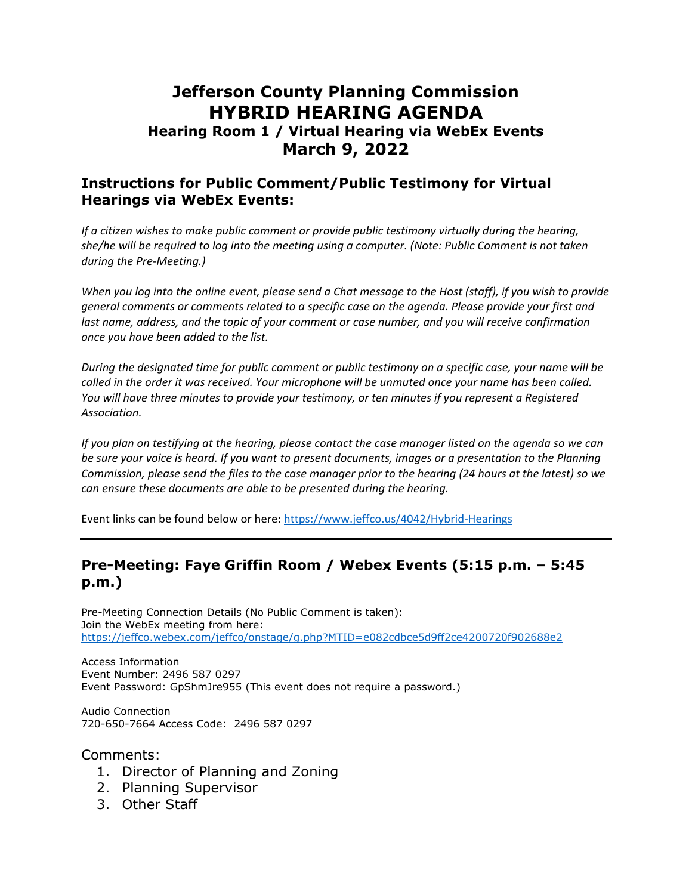# Jefferson County Planning Commission

# HYBRID HEARING AGENDA

### Hearing Room 1 / Virtual Hearing via WebEx Events

## March 9, 2022

## Instructions for Public Comment/Public Testimony for Virtual Hearings via WebEx Events:

*If a citizen wishes to make public comment or provide public testimony virtually during the hearing, she/he will be required to log into the meeting using a computer. (Note: Public Comment is not taken during the Pre-Meeting.)*

*When you log into the online event, please send a Chat message to the Host (staff), if you wish to provide general comments or comments related to a specific case on the agenda. Please provide your first and last name, address, and the topic of your comment or case number, and you will receive confirmation once you have been added to the list.*

*During the designated time for public comment or public testimony on a specific case, your name will be called in the order it was received. Your microphone will be unmuted once your name has been called. You will have three minutes to provide your testimony, or ten minutes if you represent a Registered Association.*

*If you plan on testifying at the hearing, please contact the case manager listed on the agenda so we can be sure your voice is heard. If you want to present documents, images or a presentation to the Planning Commission, please send the files to the case manager prior to the hearing (24 hours at the latest) so we can ensure these documents are able to be presented during the hearing.*

Event links can be found below or here: https://www.jeffco.us/4042/Hybrid-Hearings

---

## Pre-Meeting: Faye Griffin Room / Webex Events (5:15 p.m. – 5:45 p.m.)

Pre-Meeting Connection Details (No Public Comment is taken):
Join the WebEx meeting from here:
https://jeffco.webex.com/jeffco/onstage/g.php?MTID=e082cdbce5d9ff2ce4200720f902688e2

Access Information
Event Number: 2496 587 0297
Event Password: GpShmJre955 (This event does not require a password.)

Audio Connection
720-650-7664 Access Code: 2496 587 0297

Comments:

1. Director of Planning and Zoning
2. Planning Supervisor
3. Other Staff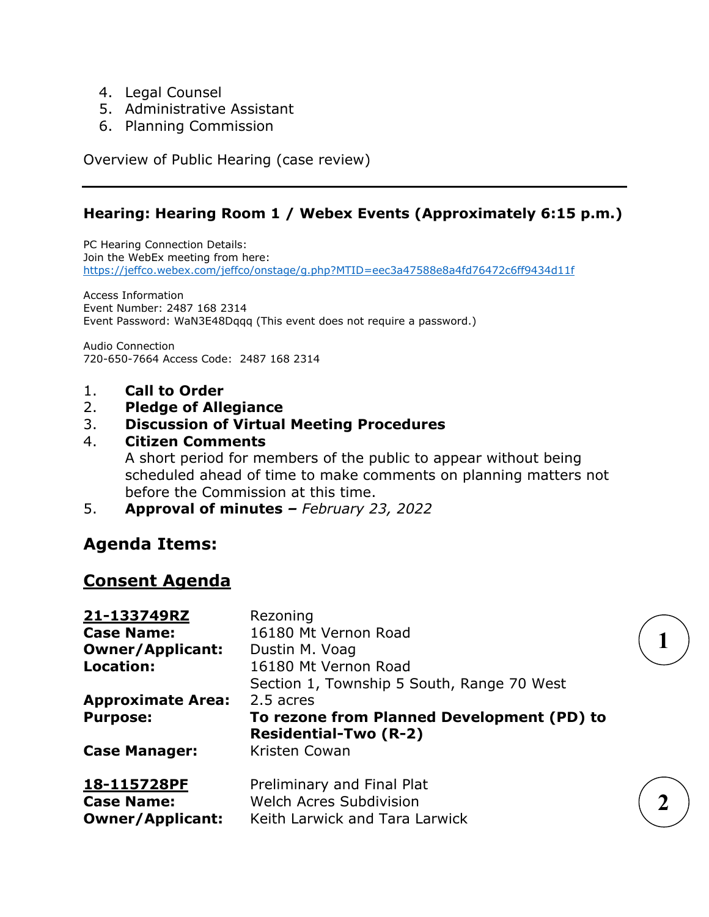4. Legal Counsel
5. Administrative Assistant
6. Planning Commission

Overview of Public Hearing (case review)

---

### Hearing: Hearing Room 1 / Webex Events (Approximately 6:15 p.m.)

PC Hearing Connection Details:
Join the WebEx meeting from here:
https://jeffco.webex.com/jeffco/onstage/g.php?MTID=eec3a47588e8a4fd76472c6ff9434d11f

Access Information
Event Number: 2487 168 2314
Event Password: WaN3E48Dqqq (This event does not require a password.)

Audio Connection
720-650-7664 Access Code: 2487 168 2314

1. **Call to Order**
2. **Pledge of Allegiance**
3. **Discussion of Virtual Meeting Procedures**
4. **Citizen Comments**
   A short period for members of the public to appear without being scheduled ahead of time to make comments on planning matters not before the Commission at this time.
5. **Approval of minutes –** *February 23, 2022*

## Agenda Items:

## Consent Agenda

1

| | |
|---|---|
| **21-133749RZ** | Rezoning |
| **Case Name:** | 16180 Mt Vernon Road |
| **Owner/Applicant:** | Dustin M. Voag |
| **Location:** | 16180 Mt Vernon Road<br>Section 1, Township 5 South, Range 70 West |
| **Approximate Area:** | 2.5 acres |
| **Purpose:** | **To rezone from Planned Development (PD) to Residential-Two (R-2)** |
| **Case Manager:** | Kristen Cowan |

2

| | |
|---|---|
| **18-115728PF** | Preliminary and Final Plat |
| **Case Name:** | Welch Acres Subdivision |
| **Owner/Applicant:** | Keith Larwick and Tara Larwick |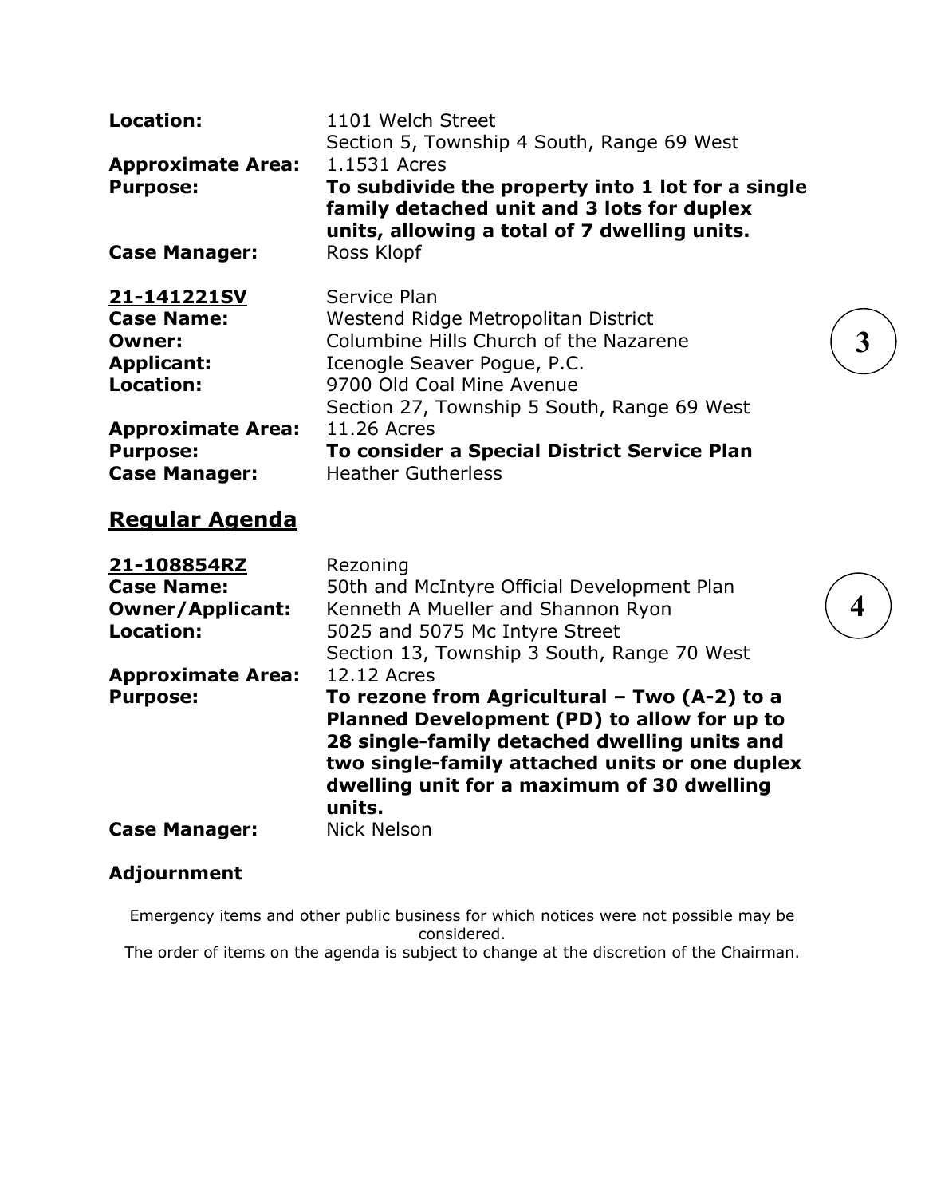**Location:** 1101 Welch Street
Section 5, Township 4 South, Range 69 West
**Approximate Area:** 1.1531 Acres
**Purpose:** **To subdivide the property into 1 lot for a single family detached unit and 3 lots for duplex units, allowing a total of 7 dwelling units.**
**Case Manager:** Ross Klopf

**21-141221SV** Service Plan
**Case Name:** Westend Ridge Metropolitan District
**Owner:** Columbine Hills Church of the Nazarene
**Applicant:** Icenogle Seaver Pogue, P.C.
**Location:** 9700 Old Coal Mine Avenue
Section 27, Township 5 South, Range 69 West
**Approximate Area:** 11.26 Acres
**Purpose:** **To consider a Special District Service Plan**
**Case Manager:** Heather Gutherless

3

## Regular Agenda

**21-108854RZ** Rezoning
**Case Name:** 50th and McIntyre Official Development Plan
**Owner/Applicant:** Kenneth A Mueller and Shannon Ryon
**Location:** 5025 and 5075 Mc Intyre Street
Section 13, Township 3 South, Range 70 West
**Approximate Area:** 12.12 Acres
**Purpose:** **To rezone from Agricultural – Two (A-2) to a Planned Development (PD) to allow for up to 28 single-family detached dwelling units and two single-family attached units or one duplex dwelling unit for a maximum of 30 dwelling units.**
**Case Manager:** Nick Nelson

4

### Adjournment

Emergency items and other public business for which notices were not possible may be considered.
The order of items on the agenda is subject to change at the discretion of the Chairman.